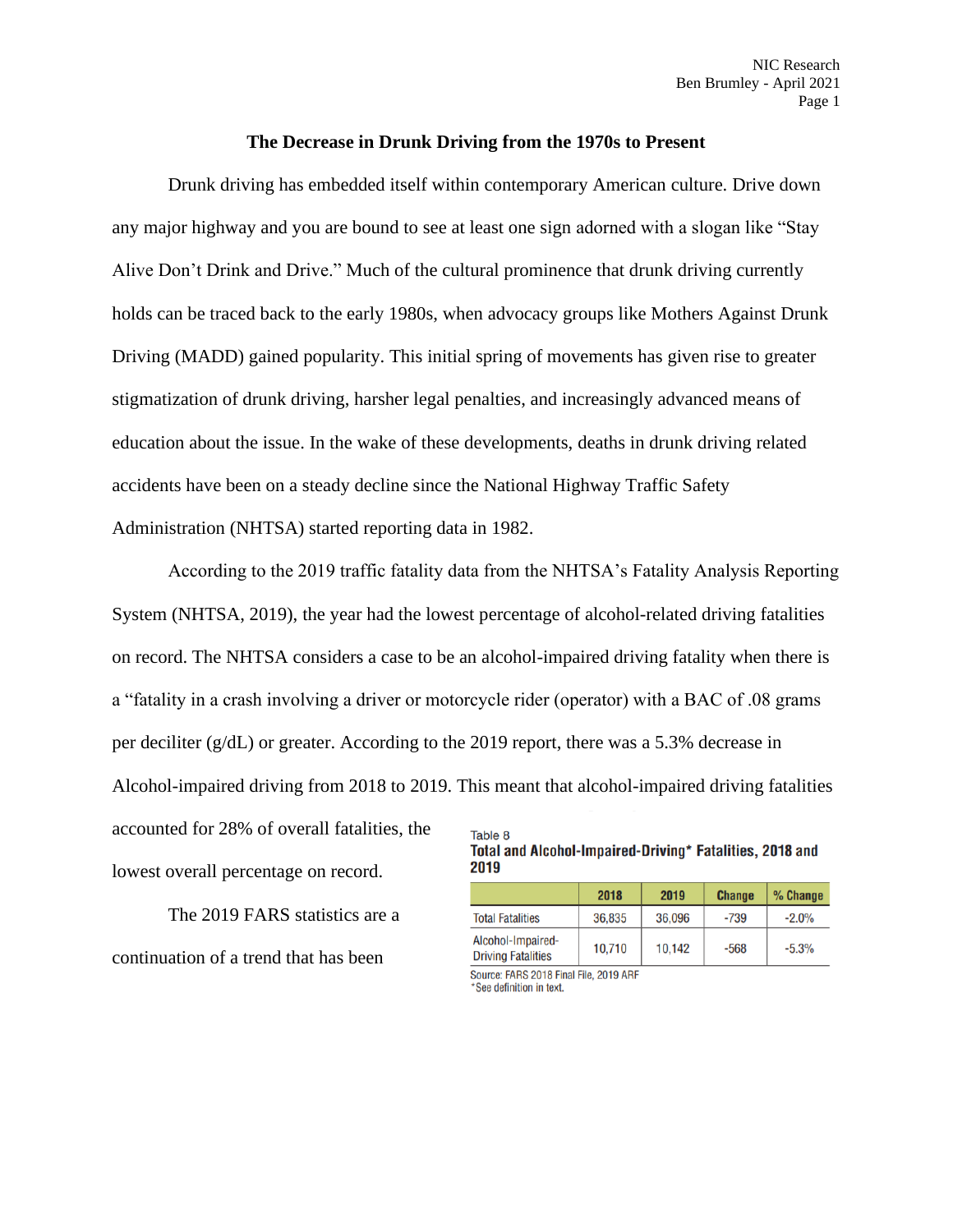# The Decrease in Drunk Driving from the 1970s to Present

Drunk driving has embedded itself within contemporary American culture. Drive down any major highway and you are bound to see at least one sign adorned with a slogan like "Stay Alive Don't Drink and Drive." Much of the cultural prominence that drunk driving currently holds can be traced back to the early 1980s, when advocacy groups like Mothers Against Drunk Driving (MADD) gained popularity. This initial spring of movements has given rise to greater stigmatization of drunk driving, harsher legal penalties, and increasingly advanced means of education about the issue. In the wake of these developments, deaths in drunk driving related accidents have been on a steady decline since the National Highway Traffic Safety Administration (NHTSA) started reporting data in 1982.

According to the 2019 traffic fatality data from the NHTSA's Fatality Analysis Reporting System (NHTSA, 2019), the year had the lowest percentage of alcohol-related driving fatalities on record. The NHTSA considers a case to be an alcohol-impaired driving fatality when there is a "fatality in a crash involving a driver or motorcycle rider (operator) with a BAC of .08 grams per deciliter (g/dL) or greater. According to the 2019 report, there was a 5.3% decrease in Alcohol-impaired driving from 2018 to 2019. This meant that alcohol-impaired driving fatalities accounted for 28% of overall fatalities, the lowest overall percentage on record.

Table 8
**Total and Alcohol-Impaired-Driving* Fatalities, 2018 and 2019**

| | 2018 | 2019 | Change | % Change |
|---|---|---|---|---|
| Total Fatalities | 36,835 | 36,096 | -739 | -2.0% |
| Alcohol-Impaired-Driving Fatalities | 10,710 | 10,142 | -568 | -5.3% |

Source: FARS 2018 Final File, 2019 ARF
*See definition in text.

The 2019 FARS statistics are a continuation of a trend that has been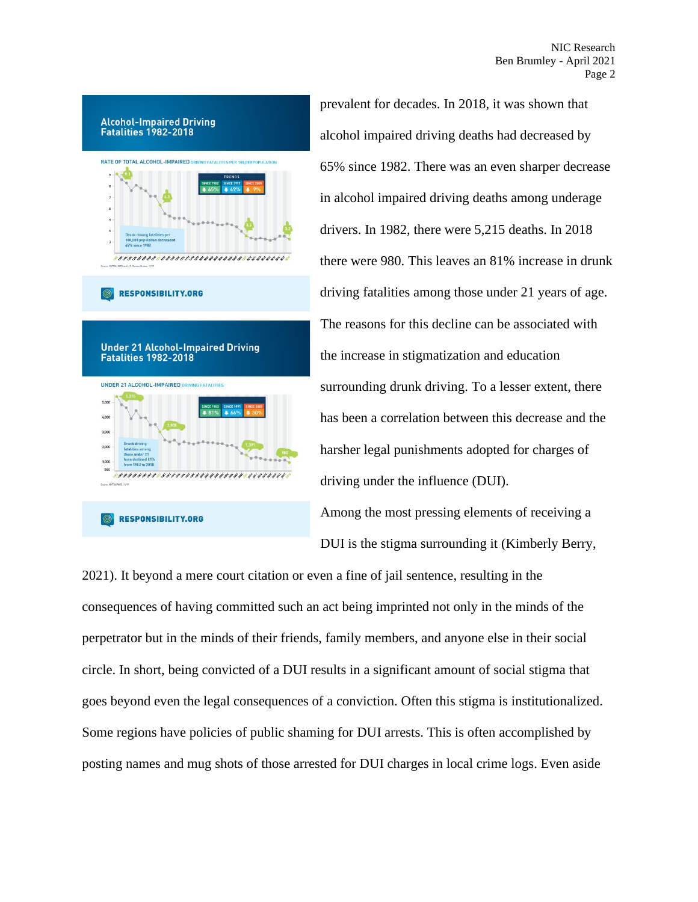prevalent for decades. In 2018, it was shown that alcohol impaired driving deaths had decreased by 65% since 1982. There was an even sharper decrease in alcohol impaired driving deaths among underage drivers. In 1982, there were 5,215 deaths. In 2018 there were 980. This leaves an 81% increase in drunk driving fatalities among those under 21 years of age. The reasons for this decline can be associated with the increase in stigmatization and education surrounding drunk driving. To a lesser extent, there has been a correlation between this decrease and the harsher legal punishments adopted for charges of driving under the influence (DUI).

Among the most pressing elements of receiving a DUI is the stigma surrounding it (Kimberly Berry, 2021). It beyond a mere court citation or even a fine of jail sentence, resulting in the consequences of having committed such an act being imprinted not only in the minds of the perpetrator but in the minds of their friends, family members, and anyone else in their social circle. In short, being convicted of a DUI results in a significant amount of social stigma that goes beyond even the legal consequences of a conviction. Often this stigma is institutionalized. Some regions have policies of public shaming for DUI arrests. This is often accomplished by posting names and mug shots of those arrested for DUI charges in local crime logs. Even aside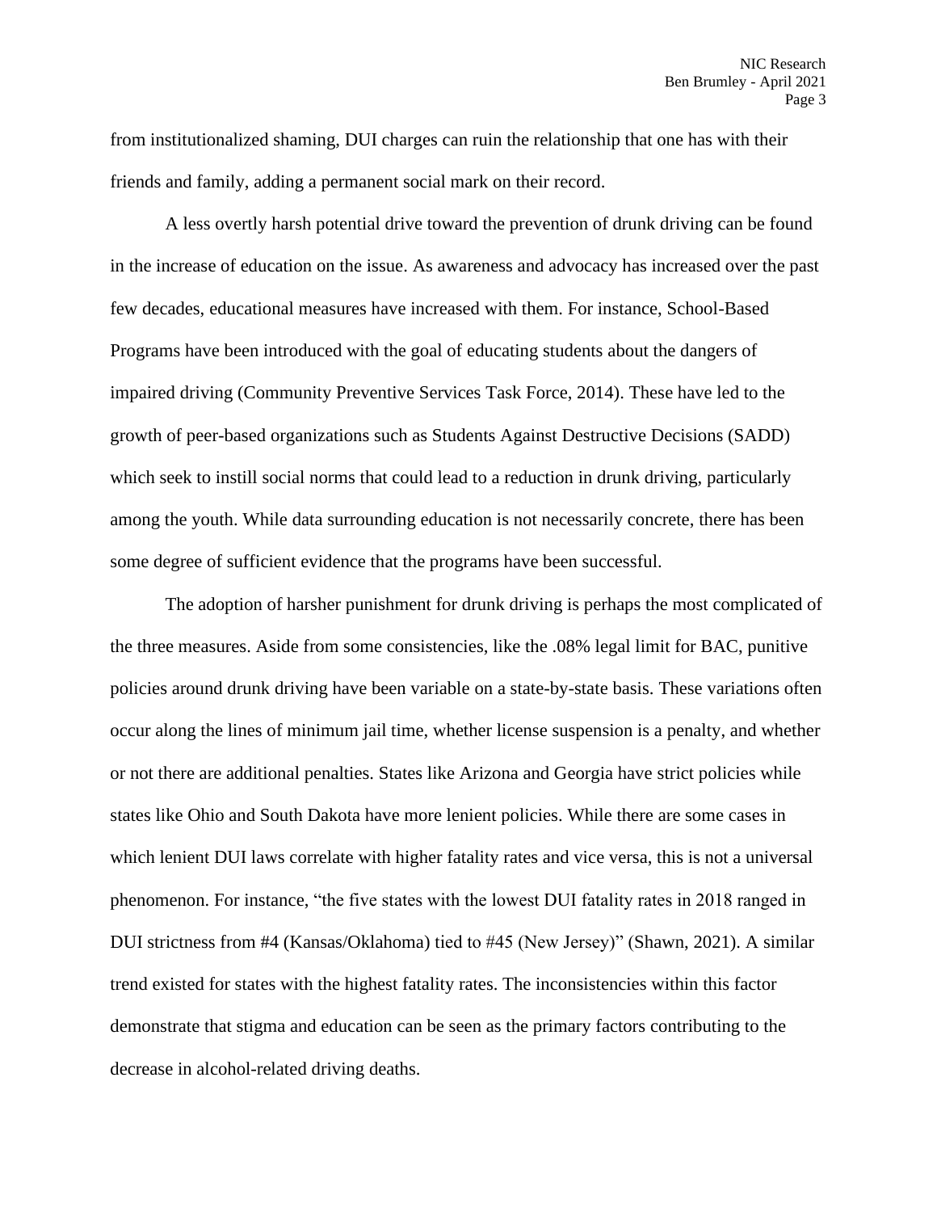from institutionalized shaming, DUI charges can ruin the relationship that one has with their friends and family, adding a permanent social mark on their record.

A less overtly harsh potential drive toward the prevention of drunk driving can be found in the increase of education on the issue. As awareness and advocacy has increased over the past few decades, educational measures have increased with them. For instance, School-Based Programs have been introduced with the goal of educating students about the dangers of impaired driving (Community Preventive Services Task Force, 2014). These have led to the growth of peer-based organizations such as Students Against Destructive Decisions (SADD) which seek to instill social norms that could lead to a reduction in drunk driving, particularly among the youth. While data surrounding education is not necessarily concrete, there has been some degree of sufficient evidence that the programs have been successful.

The adoption of harsher punishment for drunk driving is perhaps the most complicated of the three measures. Aside from some consistencies, like the .08% legal limit for BAC, punitive policies around drunk driving have been variable on a state-by-state basis. These variations often occur along the lines of minimum jail time, whether license suspension is a penalty, and whether or not there are additional penalties. States like Arizona and Georgia have strict policies while states like Ohio and South Dakota have more lenient policies. While there are some cases in which lenient DUI laws correlate with higher fatality rates and vice versa, this is not a universal phenomenon. For instance, "the five states with the lowest DUI fatality rates in 2018 ranged in DUI strictness from #4 (Kansas/Oklahoma) tied to #45 (New Jersey)" (Shawn, 2021). A similar trend existed for states with the highest fatality rates. The inconsistencies within this factor demonstrate that stigma and education can be seen as the primary factors contributing to the decrease in alcohol-related driving deaths.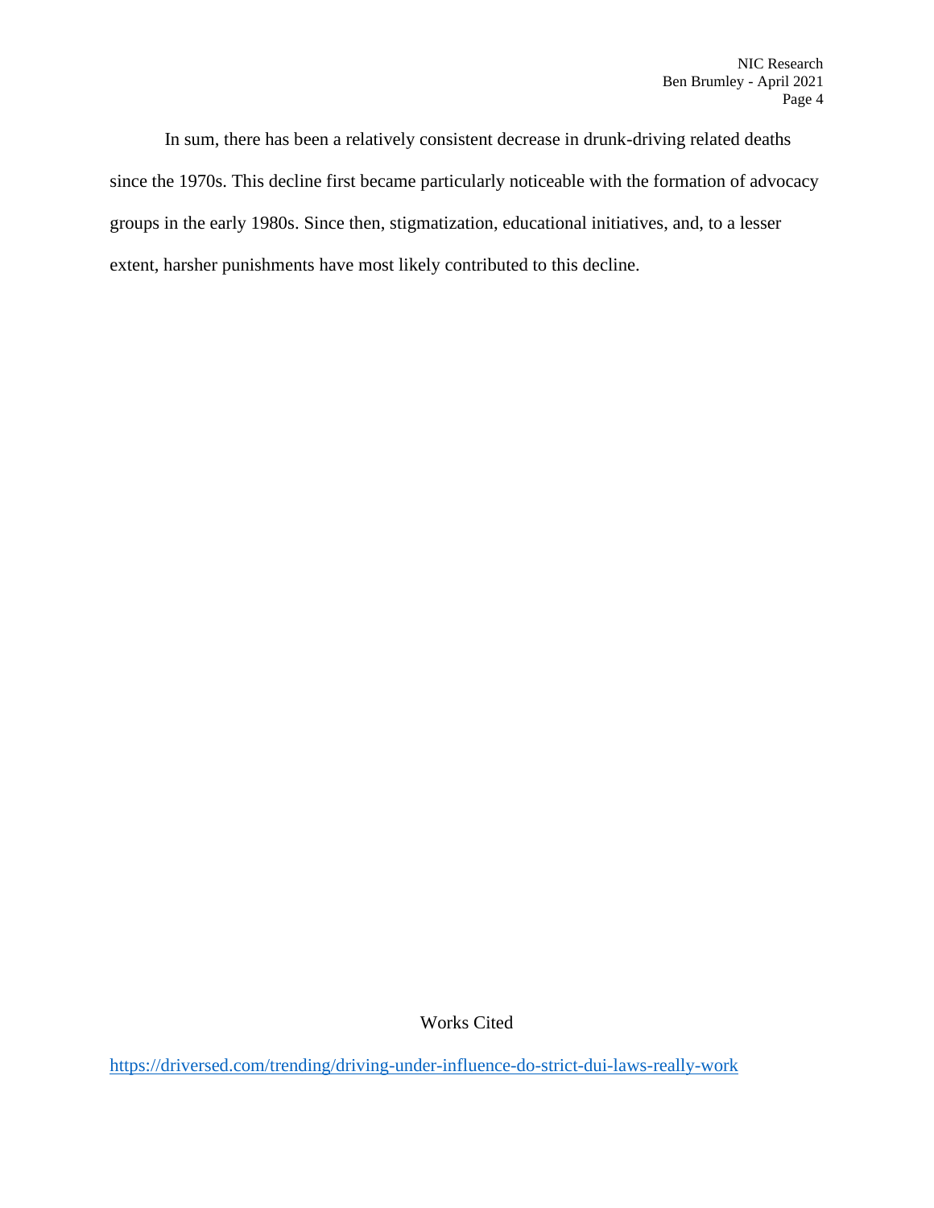In sum, there has been a relatively consistent decrease in drunk-driving related deaths since the 1970s. This decline first became particularly noticeable with the formation of advocacy groups in the early 1980s. Since then, stigmatization, educational initiatives, and, to a lesser extent, harsher punishments have most likely contributed to this decline.

## Works Cited

https://driversed.com/trending/driving-under-influence-do-strict-dui-laws-really-work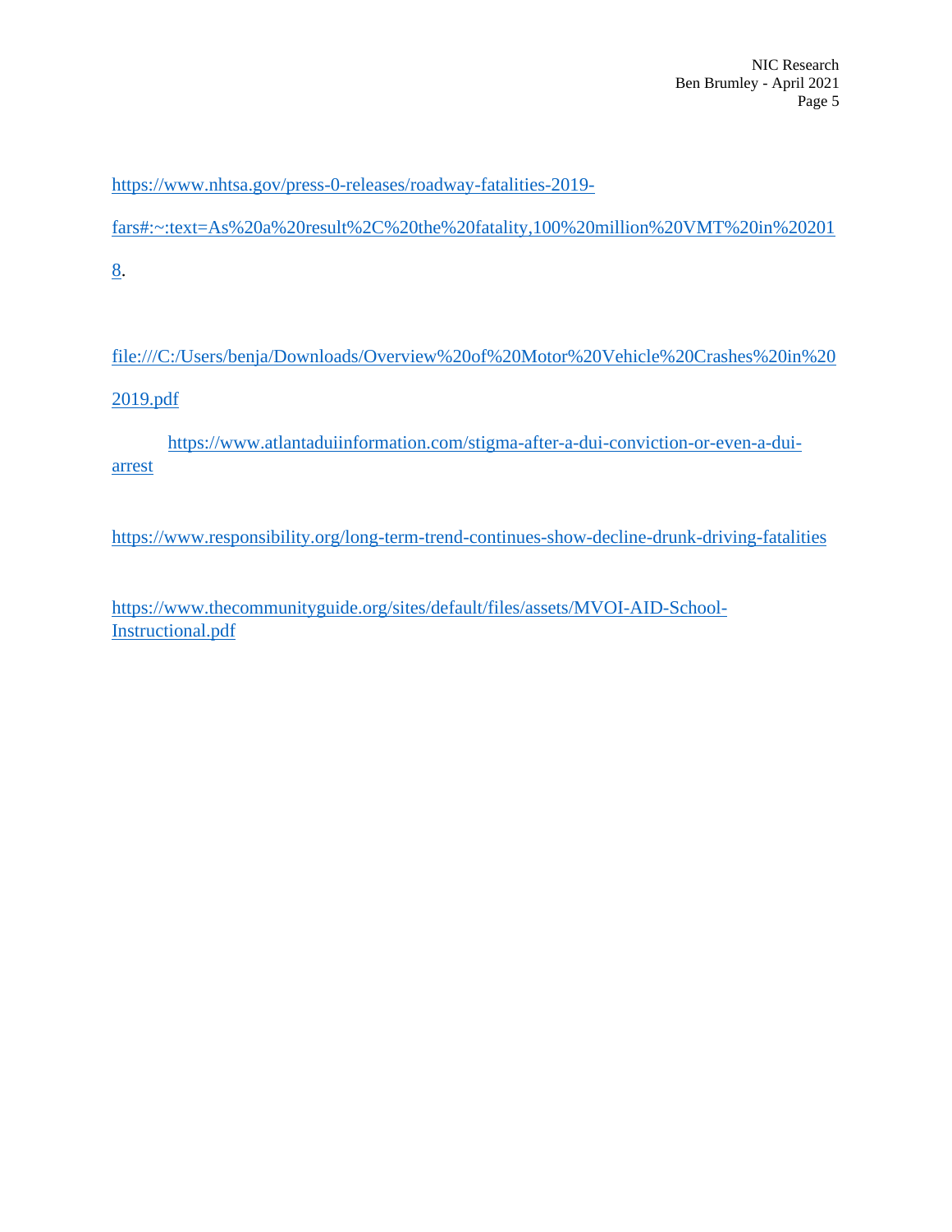https://www.nhtsa.gov/press-0-releases/roadway-fatalities-2019-fars#:~:text=As%20a%20result%2C%20the%20fatality,100%20million%20VMT%20in%202018.

file:///C:/Users/benja/Downloads/Overview%20of%20Motor%20Vehicle%20Crashes%20in%202019.pdf

https://www.atlantaduiinformation.com/stigma-after-a-dui-conviction-or-even-a-dui-arrest

https://www.responsibility.org/long-term-trend-continues-show-decline-drunk-driving-fatalities

https://www.thecommunityguide.org/sites/default/files/assets/MVOI-AID-School-Instructional.pdf